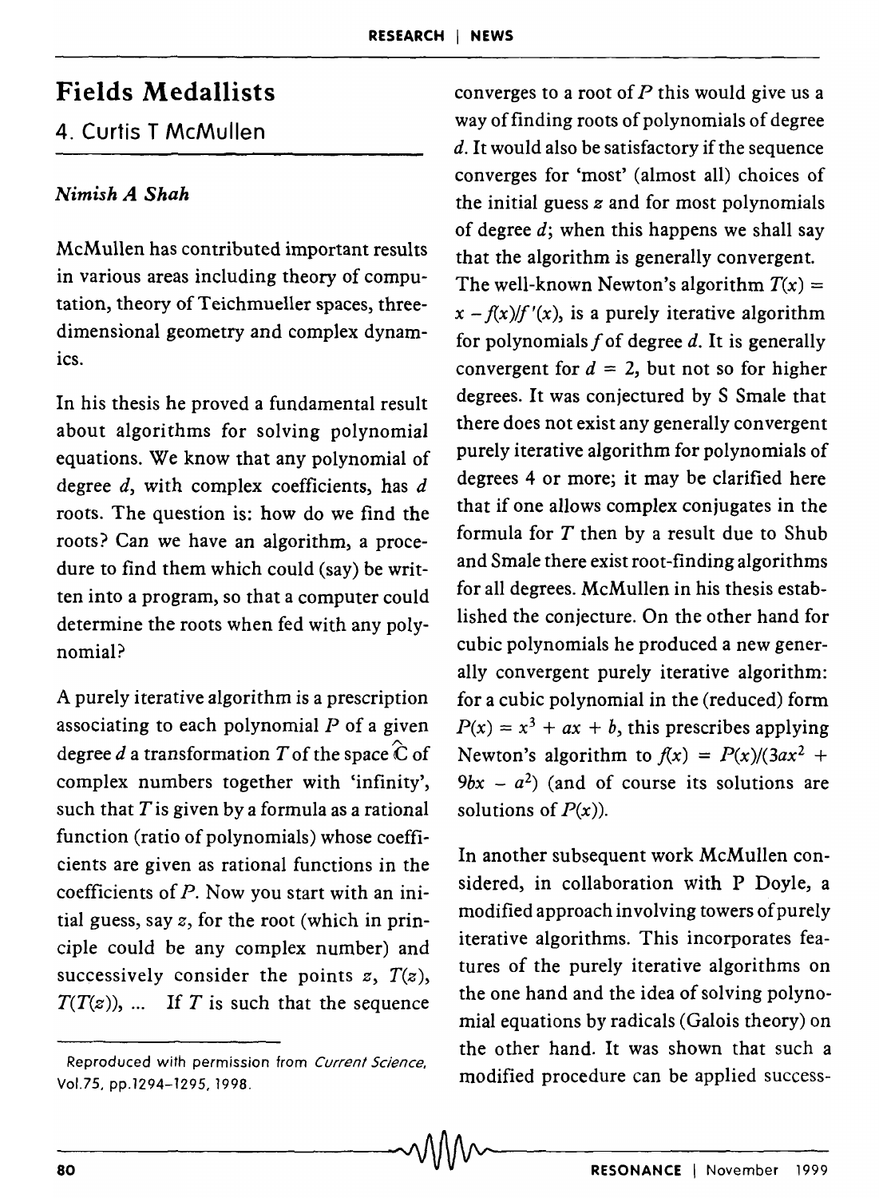# Fields Medallists

## 4. Curtis T McMullen

*Nimish A Shah*

McMullen has contributed important results in various areas including theory of computation, theory of Teichmueller spaces, three-dimensional geometry and complex dynamics.

In his thesis he proved a fundamental result about algorithms for solving polynomial equations. We know that any polynomial of degree $d$, with complex coefficients, has $d$ roots. The question is: how do we find the roots? Can we have an algorithm, a procedure to find them which could (say) be written into a program, so that a computer could determine the roots when fed with any polynomial?

A purely iterative algorithm is a prescription associating to each polynomial $P$ of a given degree $d$ a transformation $T$ of the space $\hat{\mathbb{C}}$ of complex numbers together with 'infinity', such that $T$ is given by a formula as a rational function (ratio of polynomials) whose coefficients are given as rational functions in the coefficients of $P$. Now you start with an initial guess, say $z$, for the root (which in principle could be any complex number) and successively consider the points $z$, $T(z)$, $T(T(z))$, ... If $T$ is such that the sequence converges to a root of $P$ this would give us a way of finding roots of polynomials of degree $d$. It would also be satisfactory if the sequence converges for 'most' (almost all) choices of the initial guess $z$ and for most polynomials of degree $d$; when this happens we shall say that the algorithm is generally convergent. The well-known Newton's algorithm $T(x) = x - f(x)/f'(x)$, is a purely iterative algorithm for polynomials $f$ of degree $d$. It is generally convergent for $d = 2$, but not so for higher degrees. It was conjectured by S Smale that there does not exist any generally convergent purely iterative algorithm for polynomials of degrees 4 or more; it may be clarified here that if one allows complex conjugates in the formula for $T$ then by a result due to Shub and Smale there exist root-finding algorithms for all degrees. McMullen in his thesis established the conjecture. On the other hand for cubic polynomials he produced a new generally convergent purely iterative algorithm: for a cubic polynomial in the (reduced) form $P(x) = x^3 + ax + b$, this prescribes applying Newton's algorithm to $f(x) = P(x)/(3ax^2 + 9bx - a^2)$ (and of course its solutions are solutions of $P(x)$).

In another subsequent work McMullen considered, in collaboration with P Doyle, a modified approach involving towers of purely iterative algorithms. This incorporates features of the purely iterative algorithms on the one hand and the idea of solving polynomial equations by radicals (Galois theory) on the other hand. It was shown that such a modified procedure can be applied success-

Reproduced with permission from *Current Science*, Vol.75, pp.1294–1295, 1998.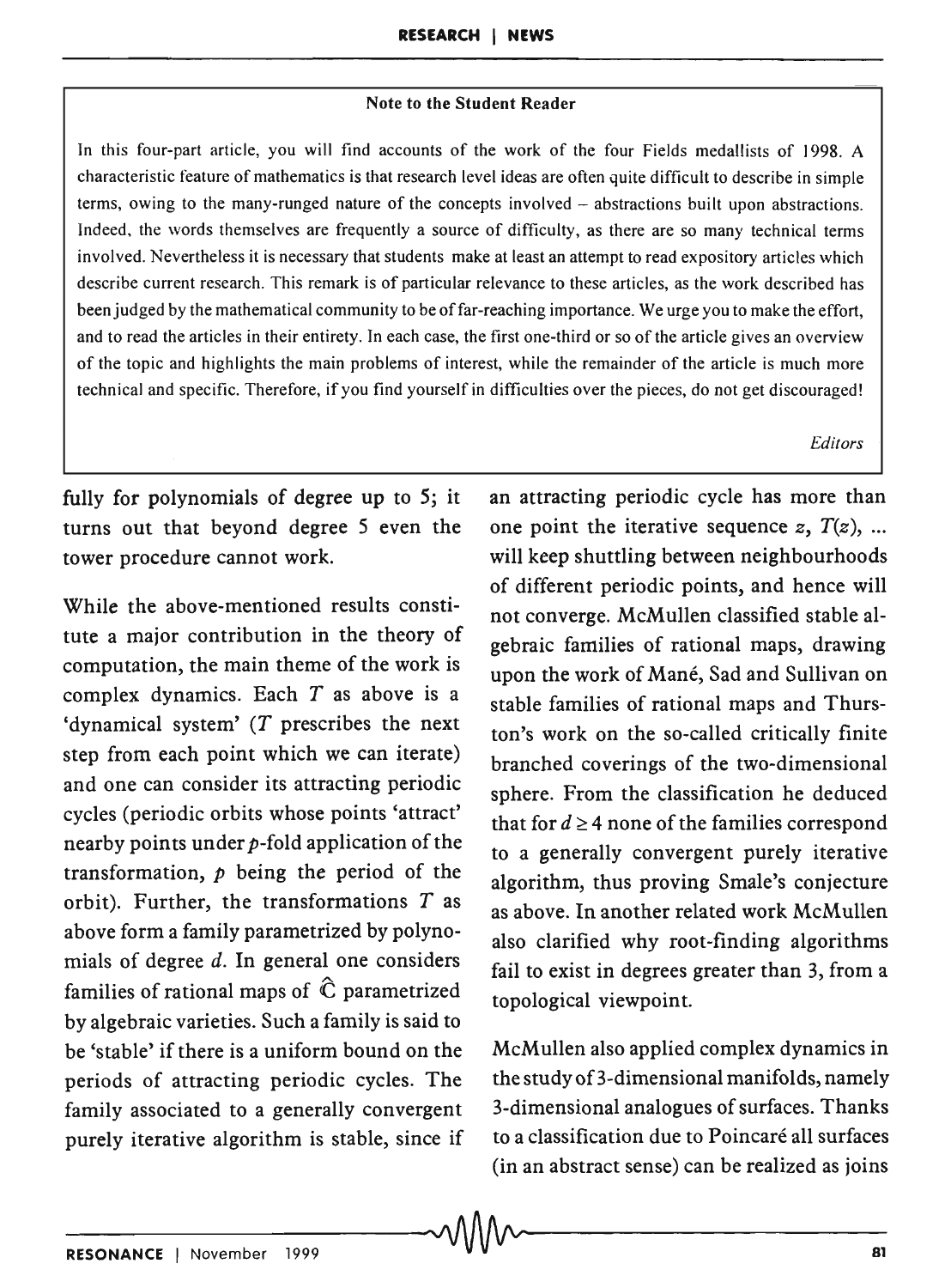**Note to the Student Reader**

In this four-part article, you will find accounts of the work of the four Fields medallists of 1998. A characteristic feature of mathematics is that research level ideas are often quite difficult to describe in simple terms, owing to the many-runged nature of the concepts involved – abstractions built upon abstractions. Indeed, the words themselves are frequently a source of difficulty, as there are so many technical terms involved. Nevertheless it is necessary that students make at least an attempt to read expository articles which describe current research. This remark is of particular relevance to these articles, as the work described has been judged by the mathematical community to be of far-reaching importance. We urge you to make the effort, and to read the articles in their entirety. In each case, the first one-third or so of the article gives an overview of the topic and highlights the main problems of interest, while the remainder of the article is much more technical and specific. Therefore, if you find yourself in difficulties over the pieces, do not get discouraged!

*Editors*

fully for polynomials of degree up to 5; it turns out that beyond degree 5 even the tower procedure cannot work.

While the above-mentioned results constitute a major contribution in the theory of computation, the main theme of the work is complex dynamics. Each $T$ as above is a 'dynamical system' ($T$ prescribes the next step from each point which we can iterate) and one can consider its attracting periodic cycles (periodic orbits whose points 'attract' nearby points under $p$-fold application of the transformation, $p$ being the period of the orbit). Further, the transformations $T$ as above form a family parametrized by polynomials of degree $d$. In general one considers families of rational maps of $\hat{\mathbb{C}}$ parametrized by algebraic varieties. Such a family is said to be 'stable' if there is a uniform bound on the periods of attracting periodic cycles. The family associated to a generally convergent purely iterative algorithm is stable, since if an attracting periodic cycle has more than one point the iterative sequence $z$, $T(z)$, ... will keep shuttling between neighbourhoods of different periodic points, and hence will not converge. McMullen classified stable algebraic families of rational maps, drawing upon the work of Mané, Sad and Sullivan on stable families of rational maps and Thurston's work on the so-called critically finite branched coverings of the two-dimensional sphere. From the classification he deduced that for $d \geq 4$ none of the families correspond to a generally convergent purely iterative algorithm, thus proving Smale's conjecture as above. In another related work McMullen also clarified why root-finding algorithms fail to exist in degrees greater than 3, from a topological viewpoint.

McMullen also applied complex dynamics in the study of 3-dimensional manifolds, namely 3-dimensional analogues of surfaces. Thanks to a classification due to Poincaré all surfaces (in an abstract sense) can be realized as joins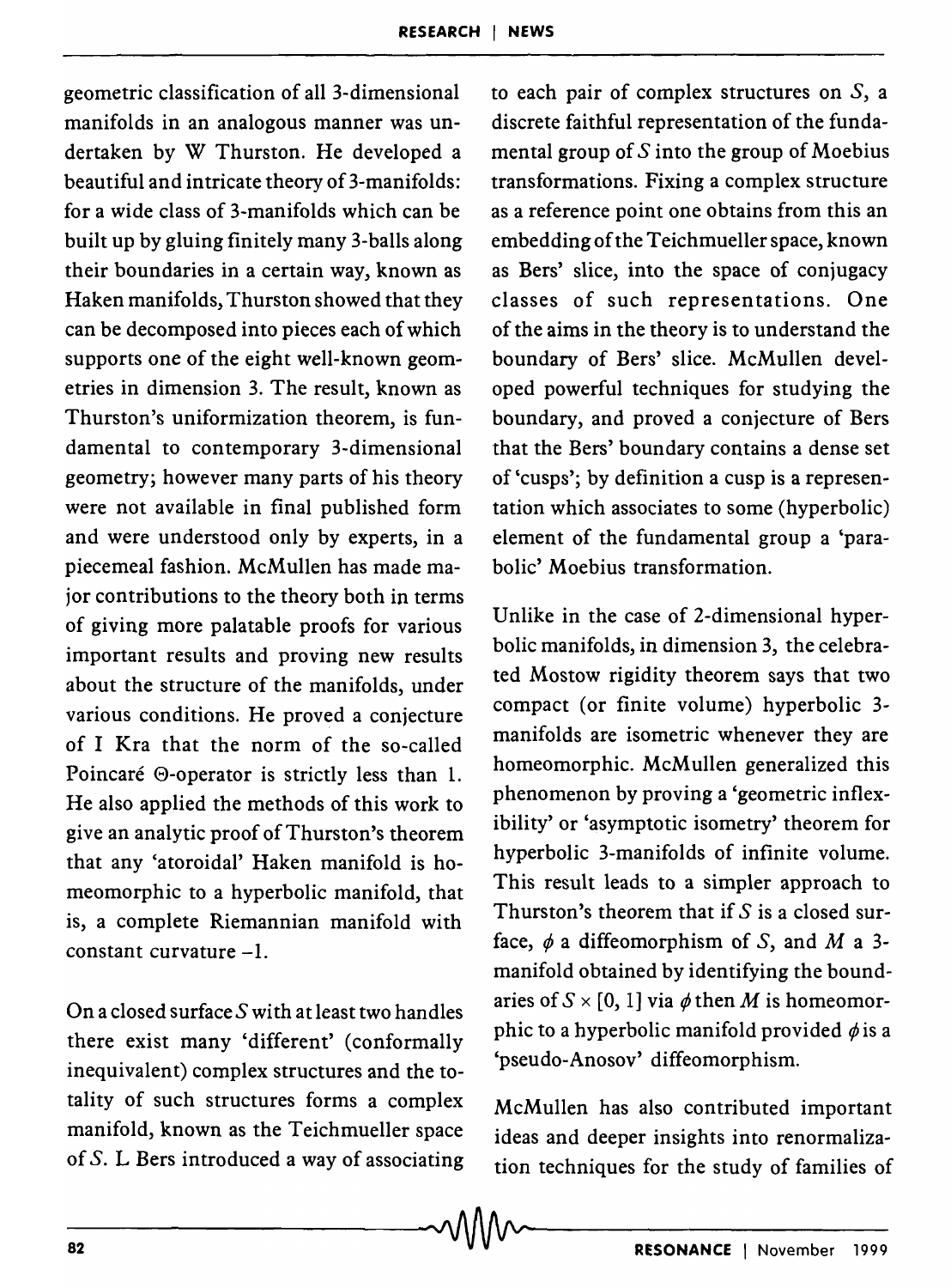geometric classification of all 3-dimensional manifolds in an analogous manner was undertaken by W Thurston. He developed a beautiful and intricate theory of 3-manifolds: for a wide class of 3-manifolds which can be built up by gluing finitely many 3-balls along their boundaries in a certain way, known as Haken manifolds, Thurston showed that they can be decomposed into pieces each of which supports one of the eight well-known geometries in dimension 3. The result, known as Thurston's uniformization theorem, is fundamental to contemporary 3-dimensional geometry; however many parts of his theory were not available in final published form and were understood only by experts, in a piecemeal fashion. McMullen has made major contributions to the theory both in terms of giving more palatable proofs for various important results and proving new results about the structure of the manifolds, under various conditions. He proved a conjecture of I Kra that the norm of the so-called Poincaré $\Theta$-operator is strictly less than 1. He also applied the methods of this work to give an analytic proof of Thurston's theorem that any 'atoroidal' Haken manifold is homeomorphic to a hyperbolic manifold, that is, a complete Riemannian manifold with constant curvature $-1$.

On a closed surface $S$ with at least two handles there exist many 'different' (conformally inequivalent) complex structures and the totality of such structures forms a complex manifold, known as the Teichmueller space of $S$. L Bers introduced a way of associating to each pair of complex structures on $S$, a discrete faithful representation of the fundamental group of $S$ into the group of Moebius transformations. Fixing a complex structure as a reference point one obtains from this an embedding of the Teichmueller space, known as Bers' slice, into the space of conjugacy classes of such representations. One of the aims in the theory is to understand the boundary of Bers' slice. McMullen developed powerful techniques for studying the boundary, and proved a conjecture of Bers that the Bers' boundary contains a dense set of 'cusps'; by definition a cusp is a representation which associates to some (hyperbolic) element of the fundamental group a 'parabolic' Moebius transformation.

Unlike in the case of 2-dimensional hyperbolic manifolds, in dimension 3, the celebrated Mostow rigidity theorem says that two compact (or finite volume) hyperbolic 3-manifolds are isometric whenever they are homeomorphic. McMullen generalized this phenomenon by proving a 'geometric inflexibility' or 'asymptotic isometry' theorem for hyperbolic 3-manifolds of infinite volume. This result leads to a simpler approach to Thurston's theorem that if $S$ is a closed surface, $\phi$ a diffeomorphism of $S$, and $M$ a 3-manifold obtained by identifying the boundaries of $S \times [0, 1]$ via $\phi$ then $M$ is homeomorphic to a hyperbolic manifold provided $\phi$ is a 'pseudo-Anosov' diffeomorphism.

McMullen has also contributed important ideas and deeper insights into renormalization techniques for the study of families of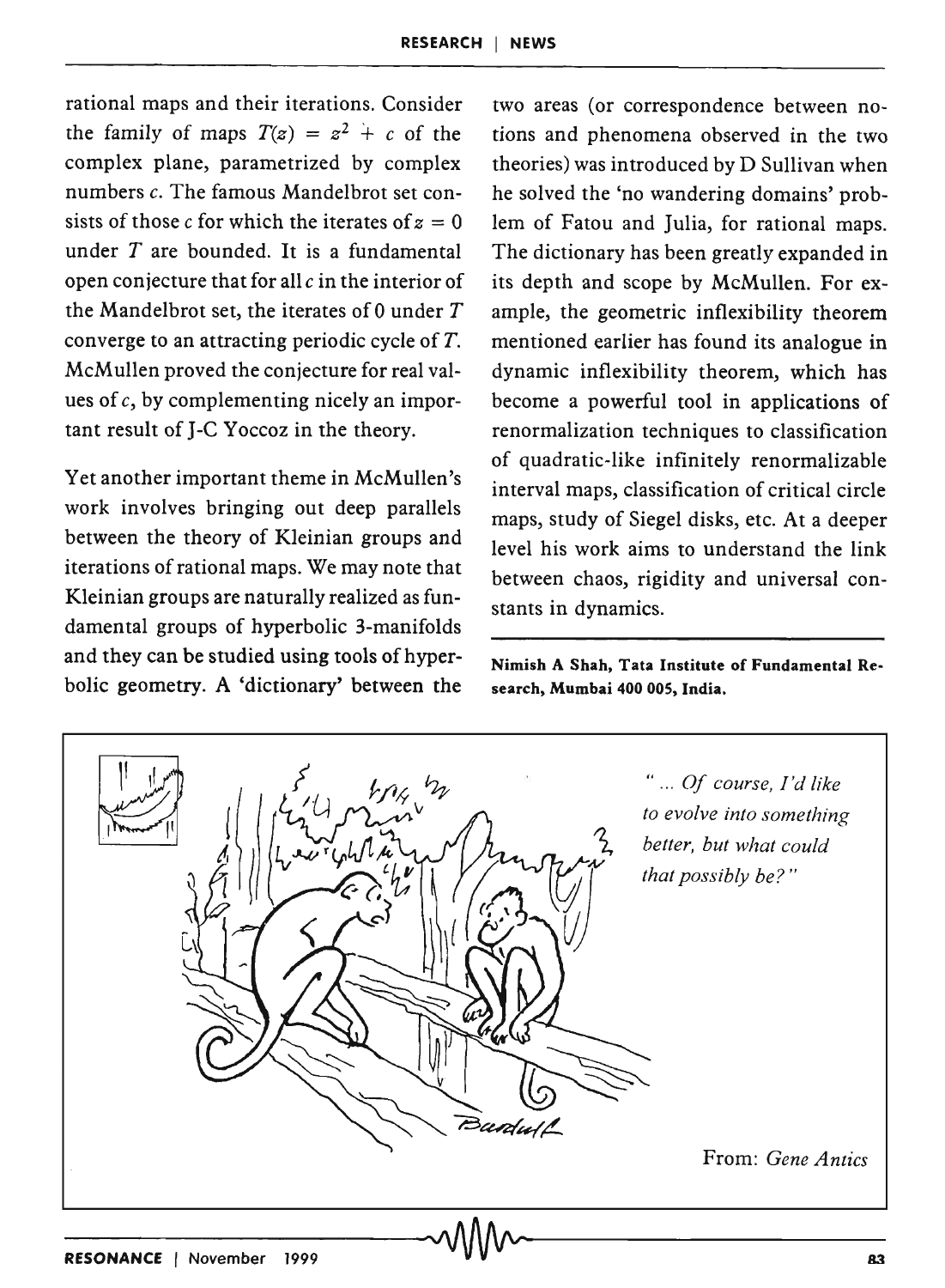rational maps and their iterations. Consider the family of maps $T(z) = z^2 + c$ of the complex plane, parametrized by complex numbers $c$. The famous Mandelbrot set consists of those $c$ for which the iterates of $z = 0$ under $T$ are bounded. It is a fundamental open conjecture that for all $c$ in the interior of the Mandelbrot set, the iterates of 0 under $T$ converge to an attracting periodic cycle of $T$. McMullen proved the conjecture for real values of $c$, by complementing nicely an important result of J-C Yoccoz in the theory.

Yet another important theme in McMullen's work involves bringing out deep parallels between the theory of Kleinian groups and iterations of rational maps. We may note that Kleinian groups are naturally realized as fundamental groups of hyperbolic 3-manifolds and they can be studied using tools of hyperbolic geometry. A 'dictionary' between the two areas (or correspondence between notions and phenomena observed in the two theories) was introduced by D Sullivan when he solved the 'no wandering domains' problem of Fatou and Julia, for rational maps. The dictionary has been greatly expanded in its depth and scope by McMullen. For example, the geometric inflexibility theorem mentioned earlier has found its analogue in dynamic inflexibility theorem, which has become a powerful tool in applications of renormalization techniques to classification of quadratic-like infinitely renormalizable interval maps, classification of critical circle maps, study of Siegel disks, etc. At a deeper level his work aims to understand the link between chaos, rigidity and universal constants in dynamics.

**Nimish A Shah, Tata Institute of Fundamental Research, Mumbai 400 005, India.**

*" ... Of course, I'd like to evolve into something better, but what could that possibly be?"*

From: *Gene Antics*